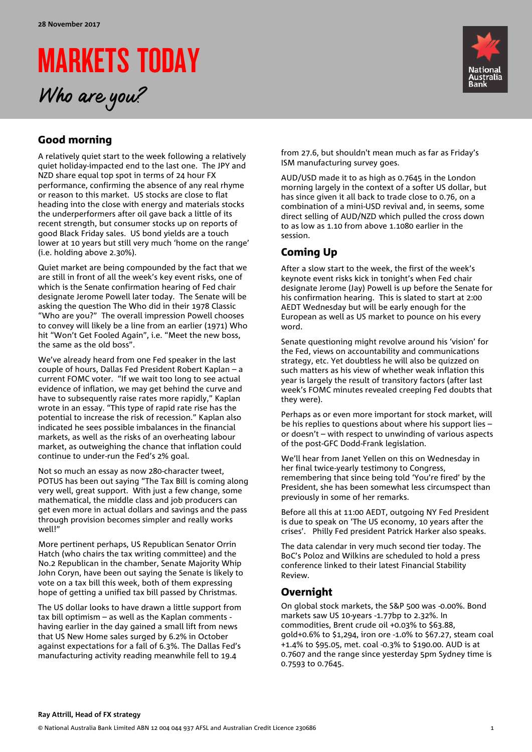28 November 2017

# MARKETS TODAY

*Who are you?*

## Good morning

A relatively quiet start to the week following a relatively quiet holiday-impacted end to the last one. The JPY and NZD share equal top spot in terms of 24 hour FX performance, confirming the absence of any real rhyme or reason to this market. US stocks are close to flat heading into the close with energy and materials stocks the underperformers after oil gave back a little of its recent strength, but consumer stocks up on reports of good Black Friday sales. US bond yields are a touch lower at 10 years but still very much 'home on the range' (i.e. holding above 2.30%).

Quiet market are being compounded by the fact that we are still in front of all the week's key event risks, one of which is the Senate confirmation hearing of Fed chair designate Jerome Powell later today. The Senate will be asking the question The Who did in their 1978 Classic "Who are you?" The overall impression Powell chooses to convey will likely be a line from an earlier (1971) Who hit "Won't Get Fooled Again", i.e. "Meet the new boss, the same as the old boss".

We've already heard from one Fed speaker in the last couple of hours, Dallas Fed President Robert Kaplan – a current FOMC voter. "If we wait too long to see actual evidence of inflation, we may get behind the curve and have to subsequently raise rates more rapidly," Kaplan wrote in an essay. "This type of rapid rate rise has the potential to increase the risk of recession." Kaplan also indicated he sees possible imbalances in the financial markets, as well as the risks of an overheating labour market, as outweighing the chance that inflation could continue to under-run the Fed's 2% goal.

Not so much an essay as now 280-character tweet, POTUS has been out saying "The Tax Bill is coming along very well, great support. With just a few change, some mathematical, the middle class and job producers can get even more in actual dollars and savings and the pass through provision becomes simpler and really works well!"

More pertinent perhaps, US Republican Senator Orrin Hatch (who chairs the tax writing committee) and the No.2 Republican in the chamber, Senate Majority Whip John Coryn, have been out saying the Senate is likely to vote on a tax bill this week, both of them expressing hope of getting a unified tax bill passed by Christmas.

The US dollar looks to have drawn a little support from tax bill optimism – as well as the Kaplan comments - having earlier in the day gained a small lift from news that US New Home sales surged by 6.2% in October against expectations for a fall of 6.3%. The Dallas Fed's manufacturing activity reading meanwhile fell to 19.4 from 27.6, but shouldn't mean much as far as Friday's ISM manufacturing survey goes.

AUD/USD made it to as high as 0.7645 in the London morning largely in the context of a softer US dollar, but has since given it all back to trade close to 0.76, on a combination of a mini-USD revival and, in seems, some direct selling of AUD/NZD which pulled the cross down to as low as 1.10 from above 1.1080 earlier in the session.

## Coming Up

After a slow start to the week, the first of the week's keynote event risks kick in tonight's when Fed chair designate Jerome (Jay) Powell is up before the Senate for his confirmation hearing. This is slated to start at 2:00 AEDT Wednesday but will be early enough for the European as well as US market to pounce on his every word.

Senate questioning might revolve around his 'vision' for the Fed, views on accountability and communications strategy, etc. Yet doubtless he will also be quizzed on such matters as his view of whether weak inflation this year is largely the result of transitory factors (after last week's FOMC minutes revealed creeping Fed doubts that they were).

Perhaps as or even more important for stock market, will be his replies to questions about where his support lies – or doesn't – with respect to unwinding of various aspects of the post-GFC Dodd-Frank legislation.

We'll hear from Janet Yellen on this on Wednesday in her final twice-yearly testimony to Congress, remembering that since being told 'You're fired' by the President, she has been somewhat less circumspect than previously in some of her remarks.

Before all this at 11:00 AEDT, outgoing NY Fed President is due to speak on 'The US economy, 10 years after the crises'. Philly Fed president Patrick Harker also speaks.

The data calendar in very much second tier today. The BoC's Poloz and Wilkins are scheduled to hold a press conference linked to their latest Financial Stability Review.

## Overnight

On global stock markets, the S&P 500 was -0.00%. Bond markets saw US 10-years -1.77bp to 2.32%. In commodities, Brent crude oil +0.03% to $63.88, gold+0.6% to $1,294, iron ore -1.0% to $67.27, steam coal +1.4% to $95.05, met. coal -0.3% to $190.00. AUD is at 0.7607 and the range since yesterday 5pm Sydney time is 0.7593 to 0.7645.

**Ray Attrill, Head of FX strategy**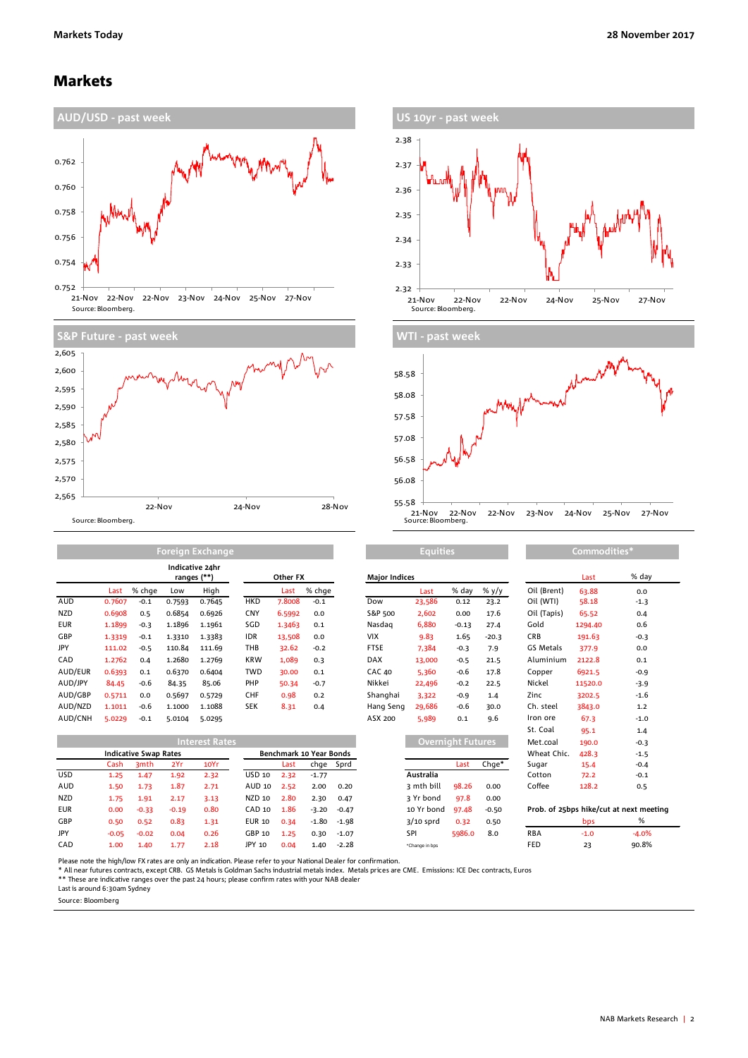# Markets

**AUD/USD - past week**

Source: Bloomberg.

**US 10yr - past week**

Source: Bloomberg.

**S&P Future - past week**

Source: Bloomberg.

**WTI - past week**

Source: Bloomberg.

**Foreign Exchange**

| | Last | % chge | Indicative 24hr ranges (**) Low | High | Other FX | Last | % chge |
|---|---|---|---|---|---|---|---|
| AUD | 0.7607 | -0.1 | 0.7593 | 0.7645 | HKD | 7.8008 | -0.1 |
| NZD | 0.6908 | 0.5 | 0.6854 | 0.6926 | CNY | 6.5992 | 0.0 |
| EUR | 1.1899 | -0.3 | 1.1896 | 1.1961 | SGD | 1.3463 | 0.1 |
| GBP | 1.3319 | -0.1 | 1.3310 | 1.3383 | IDR | 13,508 | 0.0 |
| JPY | 111.02 | -0.5 | 110.84 | 111.69 | THB | 32.62 | -0.2 |
| CAD | 1.2762 | 0.4 | 1.2680 | 1.2769 | KRW | 1,089 | 0.3 |
| AUD/EUR | 0.6393 | 0.1 | 0.6370 | 0.6404 | TWD | 30.00 | 0.1 |
| AUD/JPY | 84.45 | -0.6 | 84.35 | 85.06 | PHP | 50.34 | -0.7 |
| AUD/GBP | 0.5711 | 0.0 | 0.5697 | 0.5729 | CHF | 0.98 | 0.2 |
| AUD/NZD | 1.1011 | -0.6 | 1.1000 | 1.1088 | SEK | 8.31 | 0.4 |
| AUD/CNH | 5.0229 | -0.1 | 5.0104 | 5.0295 | | | |

**Equities**

| Major Indices | Last | % day | % y/y |
|---|---|---|---|
| Dow | 23,586 | 0.12 | 23.2 |
| S&P 500 | 2,602 | 0.00 | 17.6 |
| Nasdaq | 6,880 | -0.13 | 27.4 |
| VIX | 9.83 | 1.65 | -20.3 |
| FTSE | 7,384 | -0.3 | 7.9 |
| DAX | 13,000 | -0.5 | 21.5 |
| CAC 40 | 5,360 | -0.6 | 17.8 |
| Nikkei | 22,496 | -0.2 | 22.5 |
| Shanghai | 3,322 | -0.9 | 1.4 |
| Hang Seng | 29,686 | -0.6 | 30.0 |
| ASX 200 | 5,989 | 0.1 | 9.6 |

**Commodities***

| | Last | % day |
|---|---|---|
| Oil (Brent) | 63.88 | 0.0 |
| Oil (WTI) | 58.18 | -1.3 |
| Oil (Tapis) | 65.52 | 0.4 |
| Gold | 1294.40 | 0.6 |
| CRB | 191.63 | -0.3 |
| GS Metals | 377.9 | 0.0 |
| Aluminium | 2122.8 | 0.1 |
| Copper | 6921.5 | -0.9 |
| Nickel | 11520.0 | -3.9 |
| Zinc | 3202.5 | -1.6 |
| Ch. steel | 3843.0 | 1.2 |
| Iron ore | 67.3 | -1.0 |
| St. Coal | 95.1 | 1.4 |
| Met.coal | 190.0 | -0.3 |
| Wheat Chic. | 428.3 | -1.5 |
| Sugar | 15.4 | -0.4 |
| Cotton | 72.2 | -0.1 |
| Coffee | 128.2 | 0.5 |

**Interest Rates**

| Indicative Swap Rates | Cash | 3mth | 2Yr | 10Yr | Benchmark 10 Year Bonds | Last | chge | Sprd |
|---|---|---|---|---|---|---|---|---|
| USD | 1.25 | 1.47 | 1.92 | 2.32 | USD 10 | 2.32 | -1.77 | |
| AUD | 1.50 | 1.73 | 1.87 | 2.71 | AUD 10 | 2.52 | 2.00 | 0.20 |
| NZD | 1.75 | 1.91 | 2.17 | 3.13 | NZD 10 | 2.80 | 2.30 | 0.47 |
| EUR | 0.00 | -0.33 | -0.19 | 0.80 | CAD 10 | 1.86 | -3.20 | -0.47 |
| GBP | 0.50 | 0.52 | 0.83 | 1.31 | EUR 10 | 0.34 | -1.80 | -1.98 |
| JPY | -0.05 | -0.02 | 0.04 | 0.26 | GBP 10 | 1.25 | 0.30 | -1.07 |
| CAD | 1.00 | 1.40 | 1.77 | 2.18 | JPY 10 | 0.04 | 1.40 | -2.28 |

**Overnight Futures**

| Australia | Last | Chge* |
|---|---|---|
| 3 mth bill | 98.26 | 0.00 |
| 3 Yr bond | 97.8 | 0.00 |
| 10 Yr bond | 97.48 | -0.50 |
| 3/10 sprd | 0.32 | 0.50 |
| SPI | 5986.0 | 8.0 |

*Change in bps

**Prob. of 25bps hike/cut at next meeting**

| | bps | % |
|---|---|---|
| RBA | -1.0 | -4.0% |
| FED | 23 | 90.8% |

Please note the high/low FX rates are only an indication. Please refer to your National Dealer for confirmation.

\* All near futures contracts, except CRB. GS Metals is Goldman Sachs industrial metals index. Metals prices are CME. Emissions: ICE Dec contracts, Euros

** These are indicative ranges over the past 24 hours; please confirm rates with your NAB dealer

Last is around 6:30am Sydney

Source: Bloomberg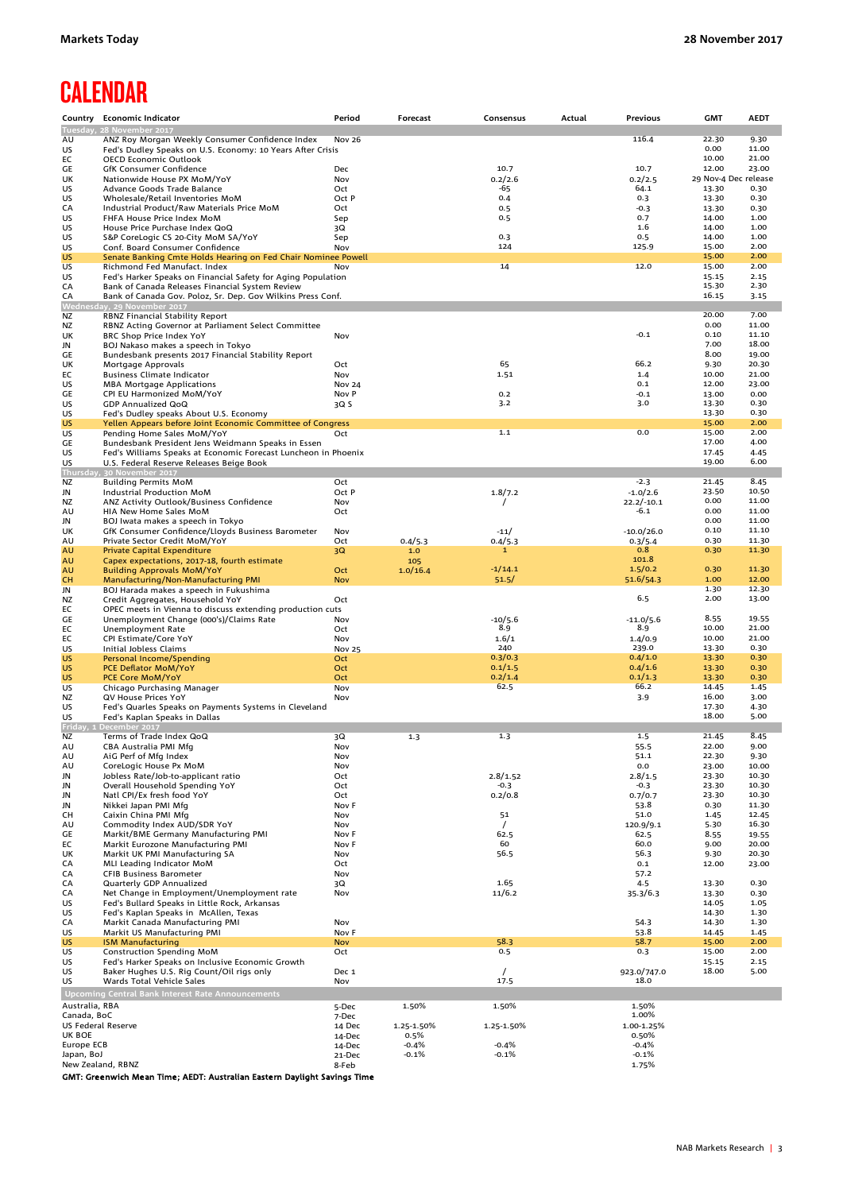# CALENDAR

| Country | Economic Indicator | Period | Forecast | Consensus | Actual | Previous | GMT | AEDT |
|---|---|---|---|---|---|---|---|---|
| **Tuesday, 28 November 2017** | | | | | | | | |
| AU | ANZ Roy Morgan Weekly Consumer Confidence Index | Nov 26 | | | | 116.4 | 22.30 | 9.30 |
| US | Fed's Dudley Speaks on U.S. Economy: 10 Years After Crisis | | | | | | 0.00 | 11.00 |
| EC | OECD Economic Outlook | | | | | | 10.00 | 21.00 |
| GE | GfK Consumer Confidence | Dec | | 10.7 | | 10.7 | 12.00 | 23.00 |
| UK | Nationwide House PX MoM/YoY | Nov | | 0.2/2.6 | | 0.2/2.5 | 29 Nov-4 Dec release | |
| US | Advance Goods Trade Balance | Oct | | -65 | | 64.1 | 13.30 | 0.30 |
| US | Wholesale/Retail Inventories MoM | Oct P | | 0.4 | | 0.3 | 13.30 | 0.30 |
| CA | Industrial Product/Raw Materials Price MoM | Oct | | 0.5 | | -0.3 | 13.30 | 0.30 |
| US | FHFA House Price Index MoM | Sep | | 0.5 | | 0.7 | 14.00 | 1.00 |
| US | House Price Purchase Index QoQ | 3Q | | | | 1.6 | 14.00 | 1.00 |
| US | S&P CoreLogic CS 20-City MoM SA/YoY | Sep | | 0.3 | | 0.5 | 14.00 | 1.00 |
| US | Conf. Board Consumer Confidence | Nov | | 124 | | 125.9 | 15.00 | 2.00 |
| US | Senate Banking Cmte Holds Hearing on Fed Chair Nominee Powell | | | | | | 15.00 | 2.00 |
| US | Richmond Fed Manufact. Index | Nov | | 14 | | 12.0 | 15.00 | 2.00 |
| US | Fed's Harker Speaks on Financial Safety for Aging Population | | | | | | 15.15 | 2.15 |
| CA | Bank of Canada Releases Financial System Review | | | | | | 15.30 | 2.30 |
| CA | Bank of Canada Gov. Poloz, Sr. Dep. Gov Wilkins Press Conf. | | | | | | 16.15 | 3.15 |
| **Wednesday, 29 November 2017** | | | | | | | | |
| NZ | RBNZ Financial Stability Report | | | | | | 20.00 | 7.00 |
| NZ | RBNZ Acting Governor at Parliament Select Committee | | | | | | 0.00 | 11.00 |
| UK | BRC Shop Price Index YoY | Nov | | | | -0.1 | 0.10 | 11.10 |
| JN | BOJ Nakaso makes a speech in Tokyo | | | | | | 7.00 | 18.00 |
| GE | Bundesbank presents 2017 Financial Stability Report | | | | | | 8.00 | 19.00 |
| UK | Mortgage Approvals | Oct | | 65 | | 66.2 | 9.30 | 20.30 |
| EC | Business Climate Indicator | Nov | | 1.51 | | 1.4 | 10.00 | 21.00 |
| US | MBA Mortgage Applications | Nov 24 | | | | 0.1 | 12.00 | 23.00 |
| GE | CPI EU Harmonized MoM/YoY | Nov P | | 0.2 | | -0.1 | 13.00 | 0.00 |
| US | GDP Annualized QoQ | 3Q S | | 3.2 | | 3.0 | 13.30 | 0.30 |
| US | Fed's Dudley speaks About U.S. Economy | | | | | | 13.30 | 0.30 |
| US | Yellen Appears before Joint Economic Committee of Congress | | | | | | 15.00 | 2.00 |
| US | Pending Home Sales MoM/YoY | Oct | | 1.1 | | 0.0 | 15.00 | 2.00 |
| GE | Bundesbank President Jens Weidmann Speaks in Essen | | | | | | 17.00 | 4.00 |
| US | Fed's Williams Speaks at Economic Forecast Luncheon in Phoenix | | | | | | 17.45 | 4.45 |
| US | U.S. Federal Reserve Releases Beige Book | | | | | | 19.00 | 6.00 |
| **Thursday, 30 November 2017** | | | | | | | | |
| NZ | Building Permits MoM | Oct | | | | -2.3 | 21.45 | 8.45 |
| JN | Industrial Production MoM | Oct P | | 1.8/7.2 | | -1.0/2.6 | 23.50 | 10.50 |
| NZ | ANZ Activity Outlook/Business Confidence | Nov | | / | | 22.2/-10.1 | 0.00 | 11.00 |
| AU | HIA New Home Sales MoM | Oct | | | | -6.1 | 0.00 | 11.00 |
| JN | BOJ Iwata makes a speech in Tokyo | | | | | | 0.00 | 11.00 |
| UK | GfK Consumer Confidence/Lloyds Business Barometer | Nov | | -11/ | | -10.0/26.0 | 0.10 | 11.10 |
| AU | Private Sector Credit MoM/YoY | Oct | 0.4/5.3 | 0.4/5.3 | | 0.3/5.4 | 0.30 | 11.30 |
| AU | Private Capital Expenditure | 3Q | 1.0 | 1 | | 0.8 | 0.30 | 11.30 |
| AU | Capex expectations, 2017-18, fourth estimate | | 105 | | | 101.8 | | |
| AU | Building Approvals MoM/YoY | Oct | 1.0/16.4 | -1/14.1 | | 1.5/0.2 | 0.30 | 11.30 |
| CH | Manufacturing/Non-Manufacturing PMI | Nov | | 51.5/ | | 51.6/54.3 | 1.00 | 12.00 |
| JN | BOJ Harada makes a speech in Fukushima | | | | | | 1.30 | 12.30 |
| NZ | Credit Aggregates, Household YoY | Oct | | | | 6.5 | 2.00 | 13.00 |
| EC | OPEC meets in Vienna to discuss extending production cuts | | | | | | | |
| GE | Unemployment Change (000's)/Claims Rate | Nov | | -10/5.6 | | -11.0/5.6 | 8.55 | 19.55 |
| EC | Unemployment Rate | Oct | | 8.9 | | 8.9 | 10.00 | 21.00 |
| EC | CPI Estimate/Core YoY | Nov | | 1.6/1 | | 1.4/0.9 | 10.00 | 21.00 |
| US | Initial Jobless Claims | Nov 25 | | 240 | | 239.0 | 13.30 | 0.30 |
| US | Personal Income/Spending | Oct | | 0.3/0.3 | | 0.4/1.0 | 13.30 | 0.30 |
| US | PCE Deflator MoM/YoY | Oct | | 0.1/1.5 | | 0.4/1.6 | 13.30 | 0.30 |
| US | PCE Core MoM/YoY | Oct | | 0.2/1.4 | | 0.1/1.3 | 13.30 | 0.30 |
| US | Chicago Purchasing Manager | Nov | | 62.5 | | 66.2 | 14.45 | 1.45 |
| NZ | QV House Prices YoY | Nov | | | | 3.9 | 16.00 | 3.00 |
| US | Fed's Quarles Speaks on Payments Systems in Cleveland | | | | | | 17.30 | 4.30 |
| US | Fed's Kaplan Speaks in Dallas | | | | | | 18.00 | 5.00 |
| **Friday, 1 December 2017** | | | | | | | | |
| NZ | Terms of Trade Index QoQ | 3Q | 1.3 | 1.3 | | 1.5 | 21.45 | 8.45 |
| AU | CBA Australia PMI Mfg | Nov | | | | 55.5 | 22.00 | 9.00 |
| AU | AiG Perf of Mfg Index | Nov | | | | 51.1 | 22.30 | 9.30 |
| AU | CoreLogic House Px MoM | Nov | | | | 0.0 | 23.00 | 10.00 |
| JN | Jobless Rate/Job-to-applicant ratio | Oct | | 2.8/1.52 | | 2.8/1.5 | 23.30 | 10.30 |
| JN | Overall Household Spending YoY | Oct | | -0.3 | | -0.3 | 23.30 | 10.30 |
| JN | Natl CPI/Ex fresh food YoY | Oct | | 0.2/0.8 | | 0.7/0.7 | 23.30 | 10.30 |
| JN | Nikkei Japan PMI Mfg | Nov F | | | | 53.8 | 0.30 | 11.30 |
| CH | Caixin China PMI Mfg | Nov | | 51 | | 51.0 | 1.45 | 12.45 |
| AU | Commodity Index AUD/SDR YoY | Nov | | / | | 120.9/9.1 | 5.30 | 16.30 |
| GE | Markit/BME Germany Manufacturing PMI | Nov F | | 62.5 | | 62.5 | 8.55 | 19.55 |
| EC | Markit Eurozone Manufacturing PMI | Nov F | | 60 | | 60.0 | 9.00 | 20.00 |
| UK | Markit UK PMI Manufacturing SA | Nov | | 56.5 | | 56.3 | 9.30 | 20.30 |
| CA | MLI Leading Indicator MoM | Oct | | | | 0.1 | 12.00 | 23.00 |
| CA | CFIB Business Barometer | Nov | | | | 57.2 | | |
| CA | Quarterly GDP Annualized | 3Q | | 1.65 | | 4.5 | 13.30 | 0.30 |
| CA | Net Change in Employment/Unemployment rate | Nov | | 11/6.2 | | 35.3/6.3 | 13.30 | 0.30 |
| US | Fed's Bullard Speaks in Little Rock, Arkansas | | | | | | 14.05 | 1.05 |
| US | Fed's Kaplan Speaks in McAllen, Texas | | | | | | 14.30 | 1.30 |
| CA | Markit Canada Manufacturing PMI | Nov | | | | 54.3 | 14.30 | 1.30 |
| US | Markit US Manufacturing PMI | Nov F | | | | 53.8 | 14.45 | 1.45 |
| US | ISM Manufacturing | Nov | | 58.3 | | 58.7 | 15.00 | 2.00 |
| US | Construction Spending MoM | Oct | | 0.5 | | 0.3 | 15.00 | 2.00 |
| US | Fed's Harker Speaks on Inclusive Economic Growth | | | | | | 15.15 | 2.15 |
| US | Baker Hughes U.S. Rig Count/Oil rigs only | Dec 1 | | / | | 923.0/747.0 | 18.00 | 5.00 |
| US | Wards Total Vehicle Sales | Nov | | 17.5 | | 18.0 | | |
| **Upcoming Central Bank Interest Rate Announcements** | | | | | | | | |
| Australia, RBA | | 5-Dec | 1.50% | 1.50% | | 1.50% | | |
| Canada, BoC | | 7-Dec | | | | 1.00% | | |
| US Federal Reserve | | 14 Dec | 1.25-1.50% | 1.25-1.50% | | 1.00-1.25% | | |
| UK BOE | | 14-Dec | 0.5% | | | 0.50% | | |
| Europe ECB | | 14-Dec | -0.4% | -0.4% | | -0.4% | | |
| Japan, BoJ | | 21-Dec | -0.1% | -0.1% | | -0.1% | | |
| New Zealand, RBNZ | | 8-Feb | | | | 1.75% | | |

**GMT: Greenwich Mean Time; AEDT: Australian Eastern Daylight Savings Time**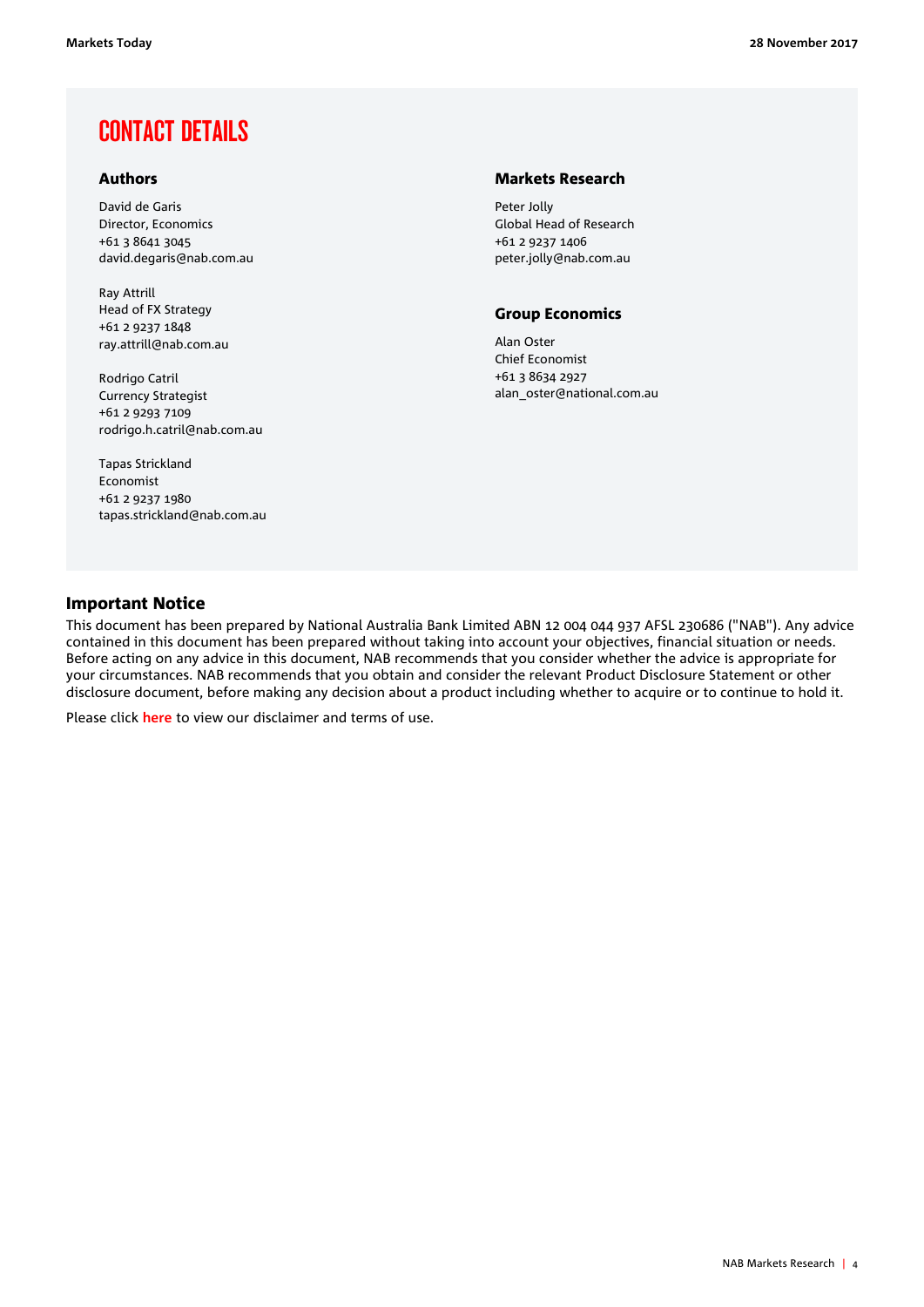# CONTACT DETAILS

### Authors

David de Garis
Director, Economics
+61 3 8641 3045
david.degaris@nab.com.au

Ray Attrill
Head of FX Strategy
+61 2 9237 1848
ray.attrill@nab.com.au

Rodrigo Catril
Currency Strategist
+61 2 9293 7109
rodrigo.h.catril@nab.com.au

Tapas Strickland
Economist
+61 2 9237 1980
tapas.strickland@nab.com.au

### Markets Research

Peter Jolly
Global Head of Research
+61 2 9237 1406
peter.jolly@nab.com.au

### Group Economics

Alan Oster
Chief Economist
+61 3 8634 2927
alan_oster@national.com.au

## Important Notice

This document has been prepared by National Australia Bank Limited ABN 12 004 044 937 AFSL 230686 ("NAB"). Any advice contained in this document has been prepared without taking into account your objectives, financial situation or needs. Before acting on any advice in this document, NAB recommends that you consider whether the advice is appropriate for your circumstances. NAB recommends that you obtain and consider the relevant Product Disclosure Statement or other disclosure document, before making any decision about a product including whether to acquire or to continue to hold it.

Please click **here** to view our disclaimer and terms of use.